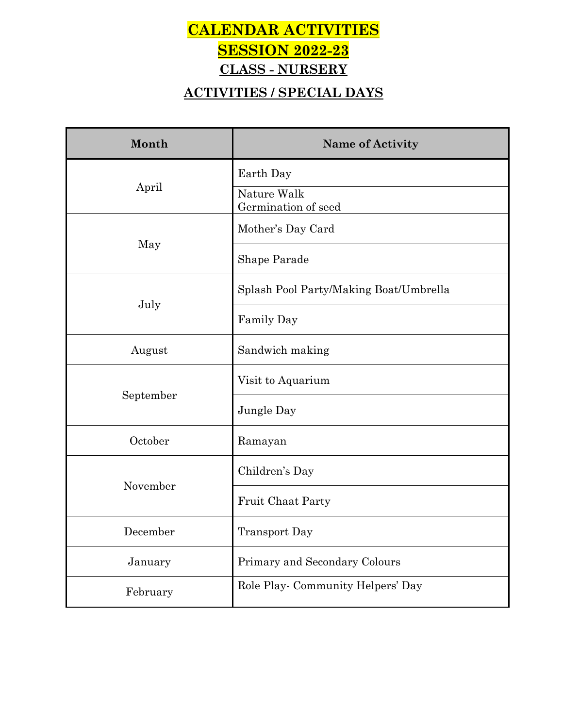# CALENDAR ACTIVITIES

# SESSION 2022-23

## CLASS - NURSERY

## ACTIVITIES / SPECIAL DAYS

| Month | Name of Activity |
|---|---|
| April | Earth Day |
| | Nature Walk<br>Germination of seed |
| May | Mother's Day Card |
| | Shape Parade |
| July | Splash Pool Party/Making Boat/Umbrella |
| | Family Day |
| August | Sandwich making |
| September | Visit to Aquarium |
| | Jungle Day |
| October | Ramayan |
| November | Children's Day |
| | Fruit Chaat Party |
| December | Transport Day |
| January | Primary and Secondary Colours |
| February | Role Play- Community Helpers' Day |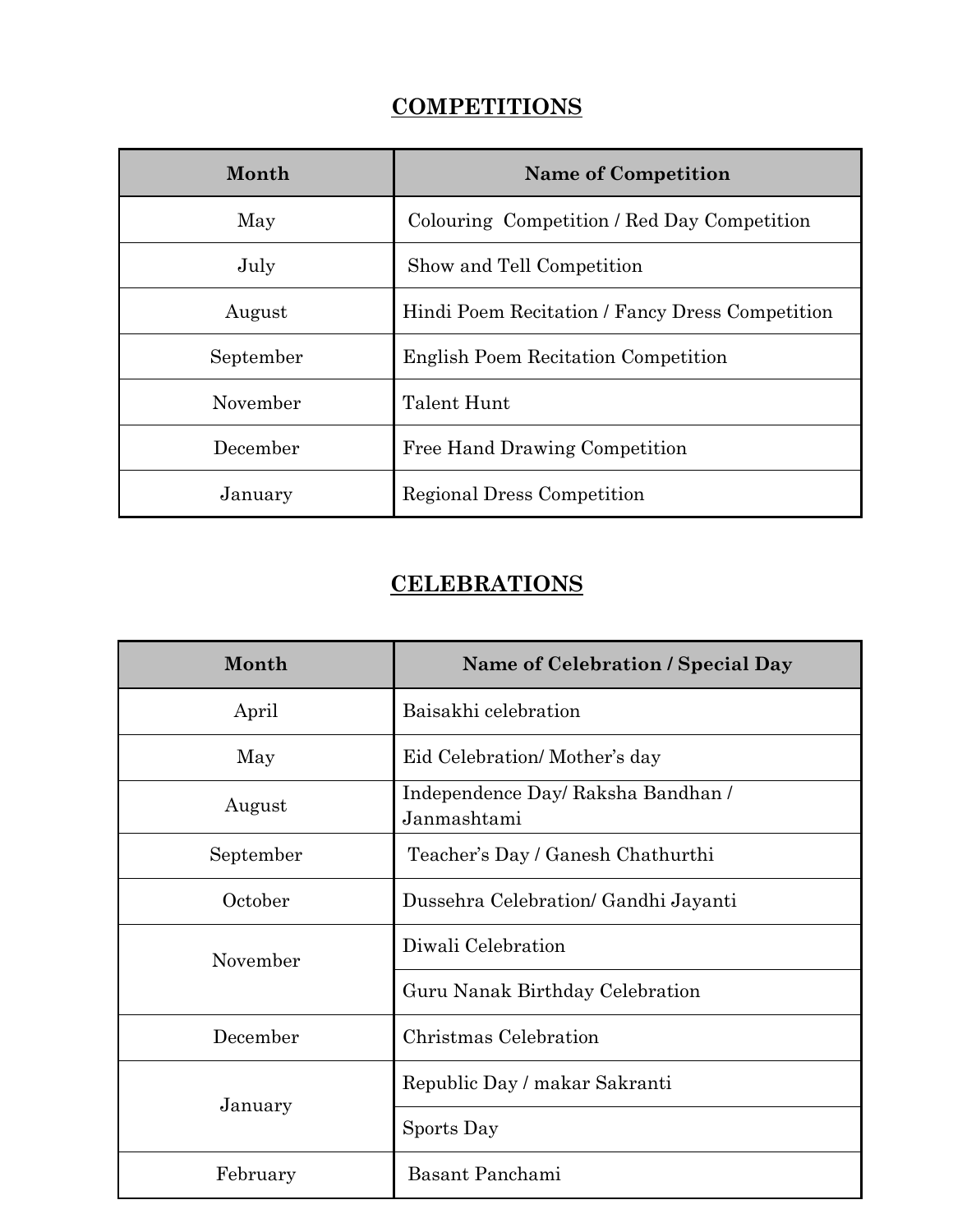## COMPETITIONS

| Month | Name of Competition |
| --- | --- |
| May | Colouring Competition / Red Day Competition |
| July | Show and Tell Competition |
| August | Hindi Poem Recitation / Fancy Dress Competition |
| September | English Poem Recitation Competition |
| November | Talent Hunt |
| December | Free Hand Drawing Competition |
| January | Regional Dress Competition |

## CELEBRATIONS

| Month | Name of Celebration / Special Day |
| --- | --- |
| April | Baisakhi celebration |
| May | Eid Celebration/ Mother's day |
| August | Independence Day/ Raksha Bandhan / Janmashtami |
| September | Teacher's Day / Ganesh Chathurthi |
| October | Dussehra Celebration/ Gandhi Jayanti |
| November | Diwali Celebration |
| | Guru Nanak Birthday Celebration |
| December | Christmas Celebration |
| January | Republic Day / makar Sakranti |
| | Sports Day |
| February | Basant Panchami |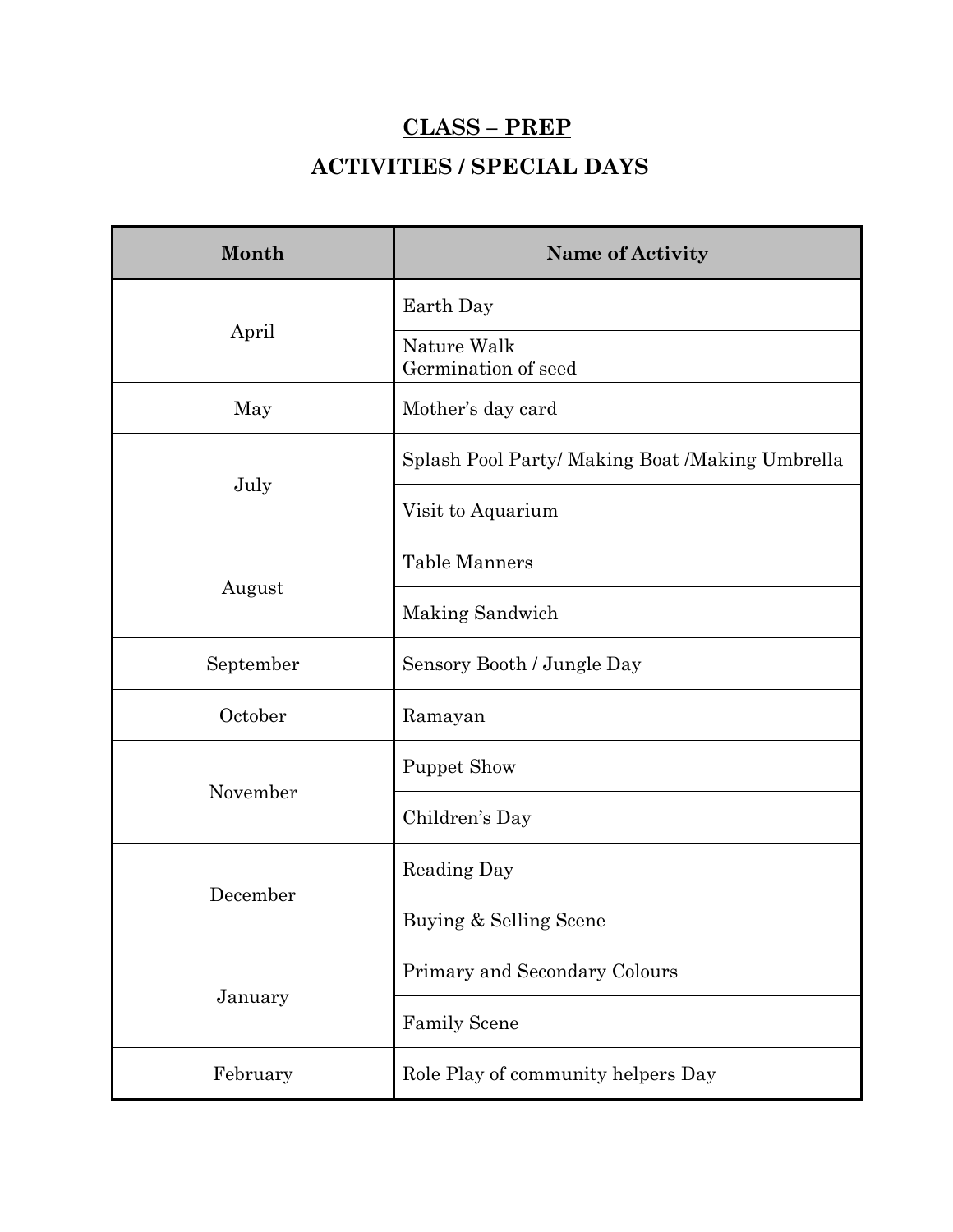# CLASS – PREP

## ACTIVITIES / SPECIAL DAYS

| Month | Name of Activity |
|---|---|
| April | Earth Day |
| | Nature Walk<br>Germination of seed |
| May | Mother's day card |
| July | Splash Pool Party/ Making Boat /Making Umbrella |
| | Visit to Aquarium |
| August | Table Manners |
| | Making Sandwich |
| September | Sensory Booth / Jungle Day |
| October | Ramayan |
| November | Puppet Show |
| | Children's Day |
| December | Reading Day |
| | Buying & Selling Scene |
| January | Primary and Secondary Colours |
| | Family Scene |
| February | Role Play of community helpers Day |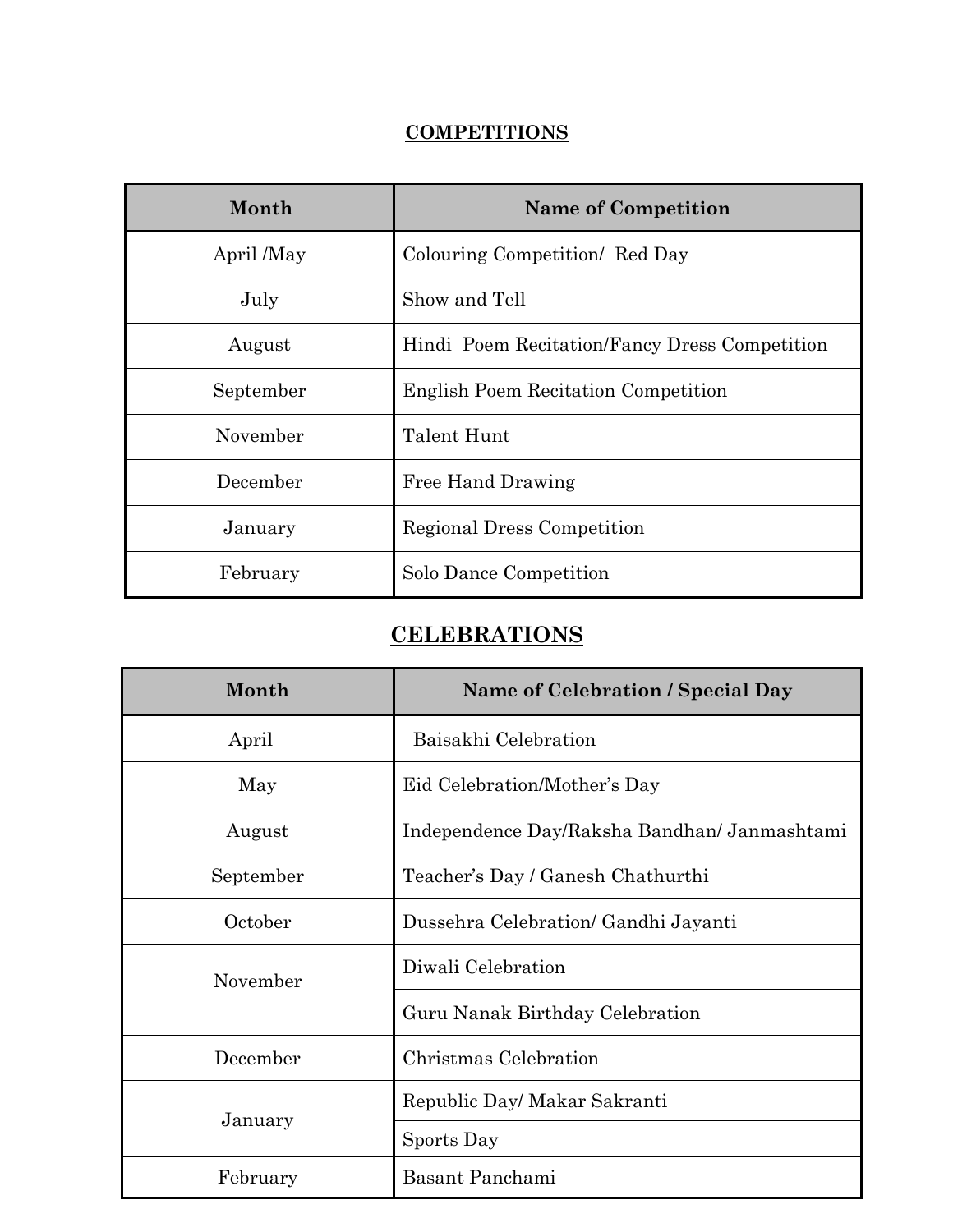## COMPETITIONS

| Month | Name of Competition |
|---|---|
| April /May | Colouring Competition/ Red Day |
| July | Show and Tell |
| August | Hindi Poem Recitation/Fancy Dress Competition |
| September | English Poem Recitation Competition |
| November | Talent Hunt |
| December | Free Hand Drawing |
| January | Regional Dress Competition |
| February | Solo Dance Competition |

## CELEBRATIONS

| Month | Name of Celebration / Special Day |
|---|---|
| April | Baisakhi Celebration |
| May | Eid Celebration/Mother's Day |
| August | Independence Day/Raksha Bandhan/ Janmashtami |
| September | Teacher's Day / Ganesh Chathurthi |
| October | Dussehra Celebration/ Gandhi Jayanti |
| November | Diwali Celebration |
| | Guru Nanak Birthday Celebration |
| December | Christmas Celebration |
| January | Republic Day/ Makar Sakranti |
| | Sports Day |
| February | Basant Panchami |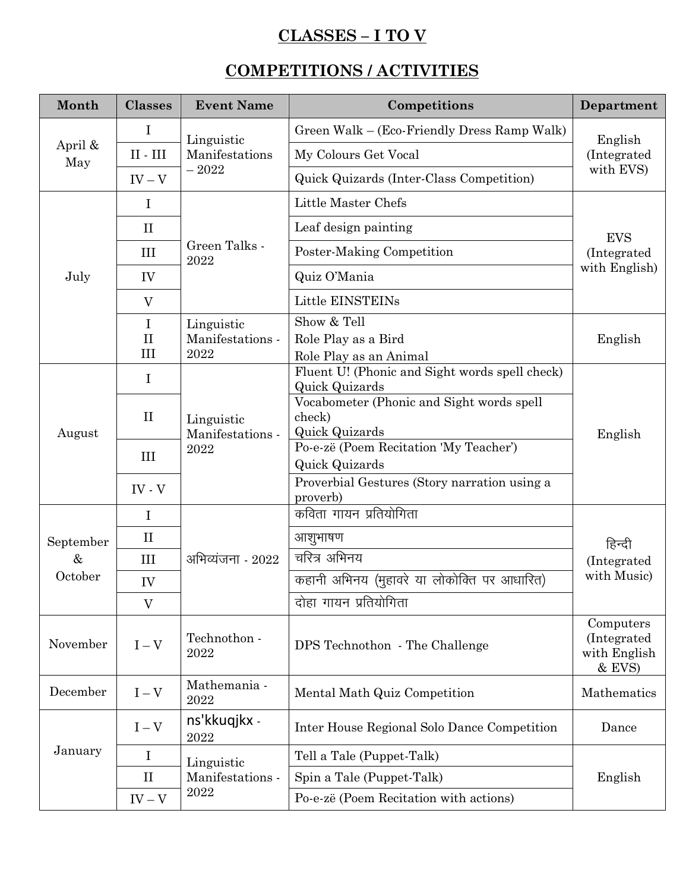# CLASSES – I TO V

## COMPETITIONS / ACTIVITIES

| Month | Classes | Event Name | Competitions | Department |
|---|---|---|---|---|
| April & May | I | Linguistic Manifestations – 2022 | Green Walk – (Eco-Friendly Dress Ramp Walk) | English (Integrated with EVS) |
| | II - III | | My Colours Get Vocal | |
| | IV – V | | Quick Quizards (Inter-Class Competition) | |
| July | I | Green Talks - 2022 | Little Master Chefs | EVS (Integrated with English) |
| | II | | Leaf design painting | |
| | III | | Poster-Making Competition | |
| | IV | | Quiz O'Mania | |
| | V | | Little EINSTEINs | |
| | I<br>II<br>III | Linguistic Manifestations - 2022 | Show & Tell<br>Role Play as a Bird<br>Role Play as an Animal | English |
| August | I | Linguistic Manifestations - 2022 | Fluent U! (Phonic and Sight words spell check)<br>Quick Quizards | English |
| | II | | Vocabometer (Phonic and Sight words spell check)<br>Quick Quizards | |
| | III | | Po-e-zë (Poem Recitation 'My Teacher')<br>Quick Quizards | |
| | IV - V | | Proverbial Gestures (Story narration using a proverb) | |
| September & October | I | अभिव्यंजना - 2022 | कविता गायन प्रतियोगिता | हिन्दी (Integrated with Music) |
| | II | | आशुभाषण | |
| | III | | चरित्र अभिनय | |
| | IV | | कहानी अभिनय (मुहावरे या लोकोक्ति पर आधारित) | |
| | V | | दोहा गायन प्रतियोगिता | |
| November | I – V | Technothon - 2022 | DPS Technothon - The Challenge | Computers (Integrated with English & EVS) |
| December | I – V | Mathemania - 2022 | Mental Math Quiz Competition | Mathematics |
| January | I – V | ns'kkuqjkx - 2022 | Inter House Regional Solo Dance Competition | Dance |
| | I | Linguistic Manifestations - 2022 | Tell a Tale (Puppet-Talk) | English |
| | II | | Spin a Tale (Puppet-Talk) | |
| | IV – V | | Po-e-zë (Poem Recitation with actions) | |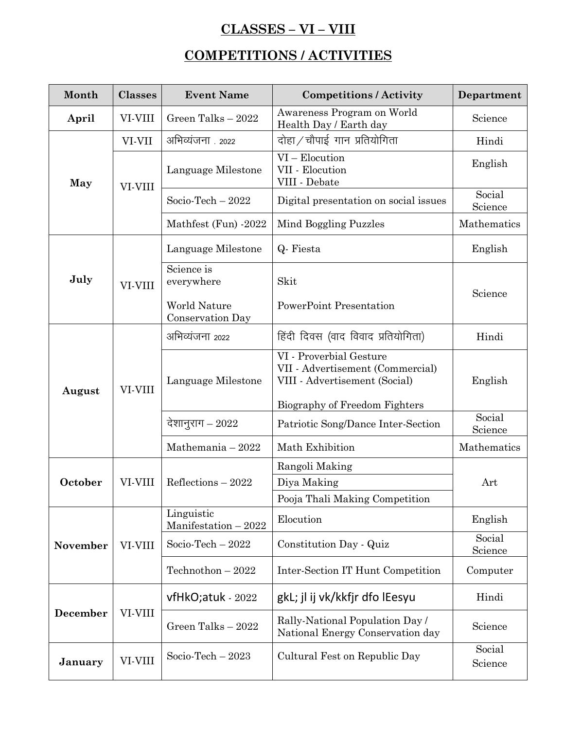# CLASSES – VI – VIII

## COMPETITIONS / ACTIVITIES

| Month | Classes | Event Name | Competitions / Activity | Department |
|---|---|---|---|---|
| April | VI-VIII | Green Talks – 2022 | Awareness Program on World Health Day / Earth day | Science |
| May | VI-VII | अभिव्यंजना . 2022 | दोहा / चौपाई गान प्रतियोगिता | Hindi |
| | VI-VIII | Language Milestone | VI – Elocution<br>VII - Elocution<br>VIII - Debate | English |
| | | Socio-Tech – 2022 | Digital presentation on social issues | Social Science |
| | | Mathfest (Fun) -2022 | Mind Boggling Puzzles | Mathematics |
| July | VI-VIII | Language Milestone | Q- Fiesta | English |
| | | Science is everywhere<br><br>World Nature Conservation Day | Skit<br><br>PowerPoint Presentation | Science |
| August | VI-VIII | अभिव्यंजना 2022 | हिंदी दिवस (वाद विवाद प्रतियोगिता) | Hindi |
| | | Language Milestone | VI - Proverbial Gesture<br>VII - Advertisement (Commercial)<br>VIII - Advertisement (Social)<br><br>Biography of Freedom Fighters | English |
| | | देशानुराग – 2022 | Patriotic Song/Dance Inter-Section | Social Science |
| | | Mathemania – 2022 | Math Exhibition | Mathematics |
| October | VI-VIII | Reflections – 2022 | Rangoli Making<br>Diya Making<br>Pooja Thali Making Competition | Art |
| November | VI-VIII | Linguistic Manifestation – 2022 | Elocution | English |
| | | Socio-Tech – 2022 | Constitution Day - Quiz | Social Science |
| | | Technothon – 2022 | Inter-Section IT Hunt Competition | Computer |
| December | VI-VIII | vfHkO;atuk - 2022 | gkL; jl ij vk/kkfjr dfo lEesyu | Hindi |
| | | Green Talks – 2022 | Rally-National Population Day / National Energy Conservation day | Science |
| January | VI-VIII | Socio-Tech – 2023 | Cultural Fest on Republic Day | Social Science |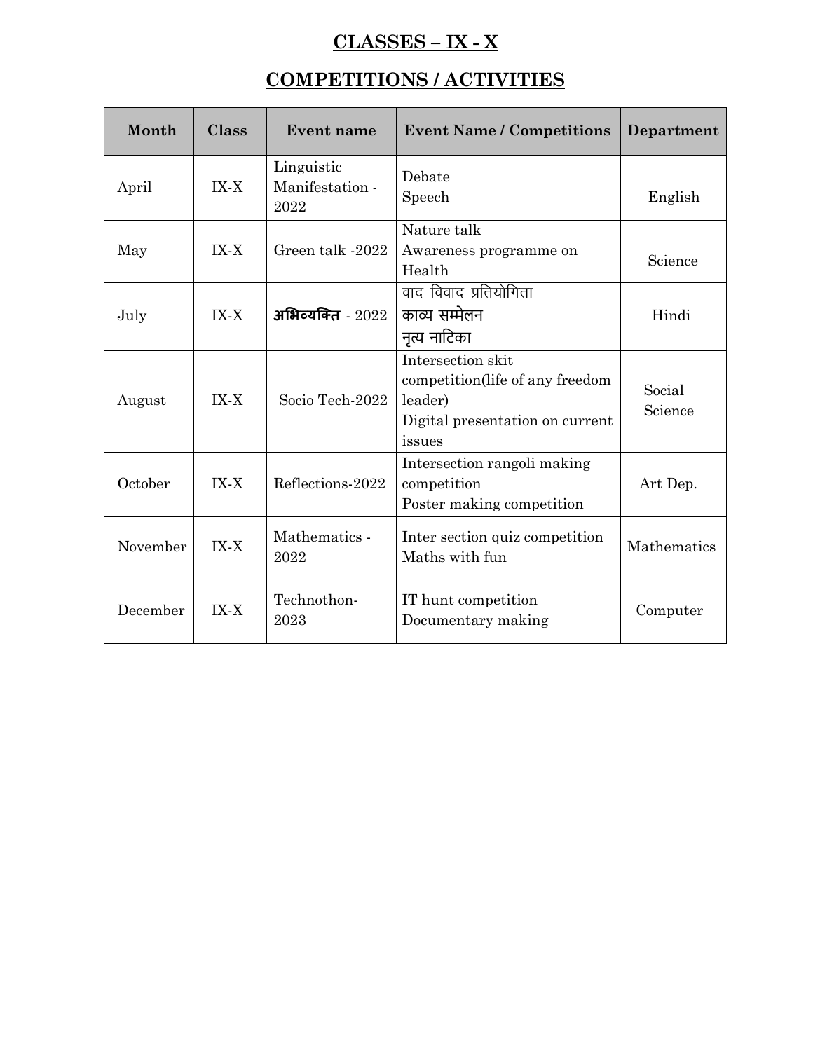# CLASSES – IX - X

## COMPETITIONS / ACTIVITIES

| Month | Class | Event name | Event Name / Competitions | Department |
|---|---|---|---|---|
| April | IX-X | Linguistic Manifestation - 2022 | Debate<br>Speech | English |
| May | IX-X | Green talk -2022 | Nature talk<br>Awareness programme on Health | Science |
| July | IX-X | **अभिव्यक्ति** - 2022 | वाद विवाद प्रतियोगिता<br>काव्य सम्मेलन<br>नृत्य नाटिका | Hindi |
| August | IX-X | Socio Tech-2022 | Intersection skit competition(life of any freedom leader)<br>Digital presentation on current issues | Social Science |
| October | IX-X | Reflections-2022 | Intersection rangoli making competition<br>Poster making competition | Art Dep. |
| November | IX-X | Mathematics - 2022 | Inter section quiz competition<br>Maths with fun | Mathematics |
| December | IX-X | Technothon-2023 | IT hunt competition<br>Documentary making | Computer |